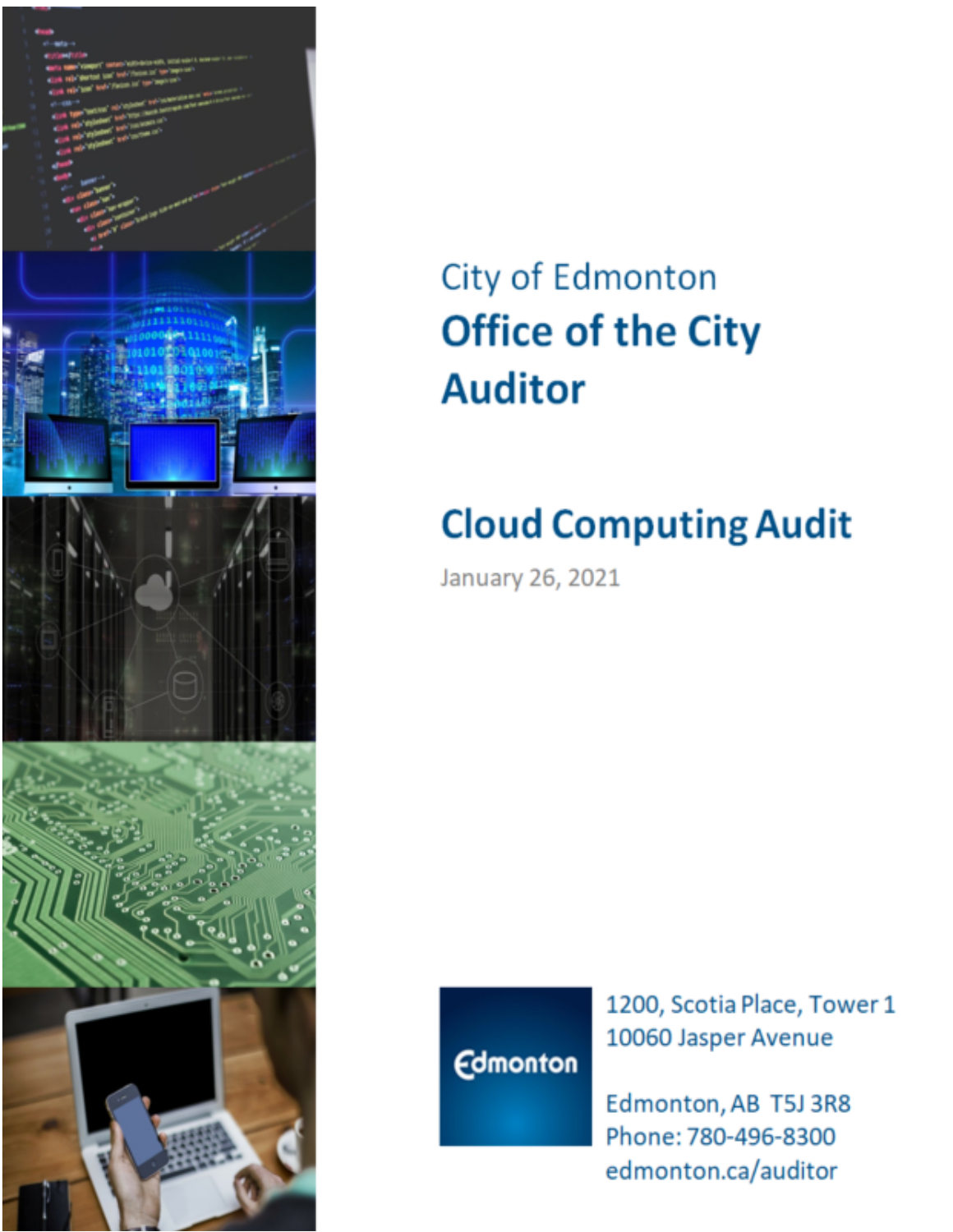City of Edmonton

# Office of the City Auditor

## Cloud Computing Audit

January 26, 2021

Edmonton

1200, Scotia Place, Tower 1
10060 Jasper Avenue

Edmonton, AB T5J 3R8
Phone: 780-496-8300
edmonton.ca/auditor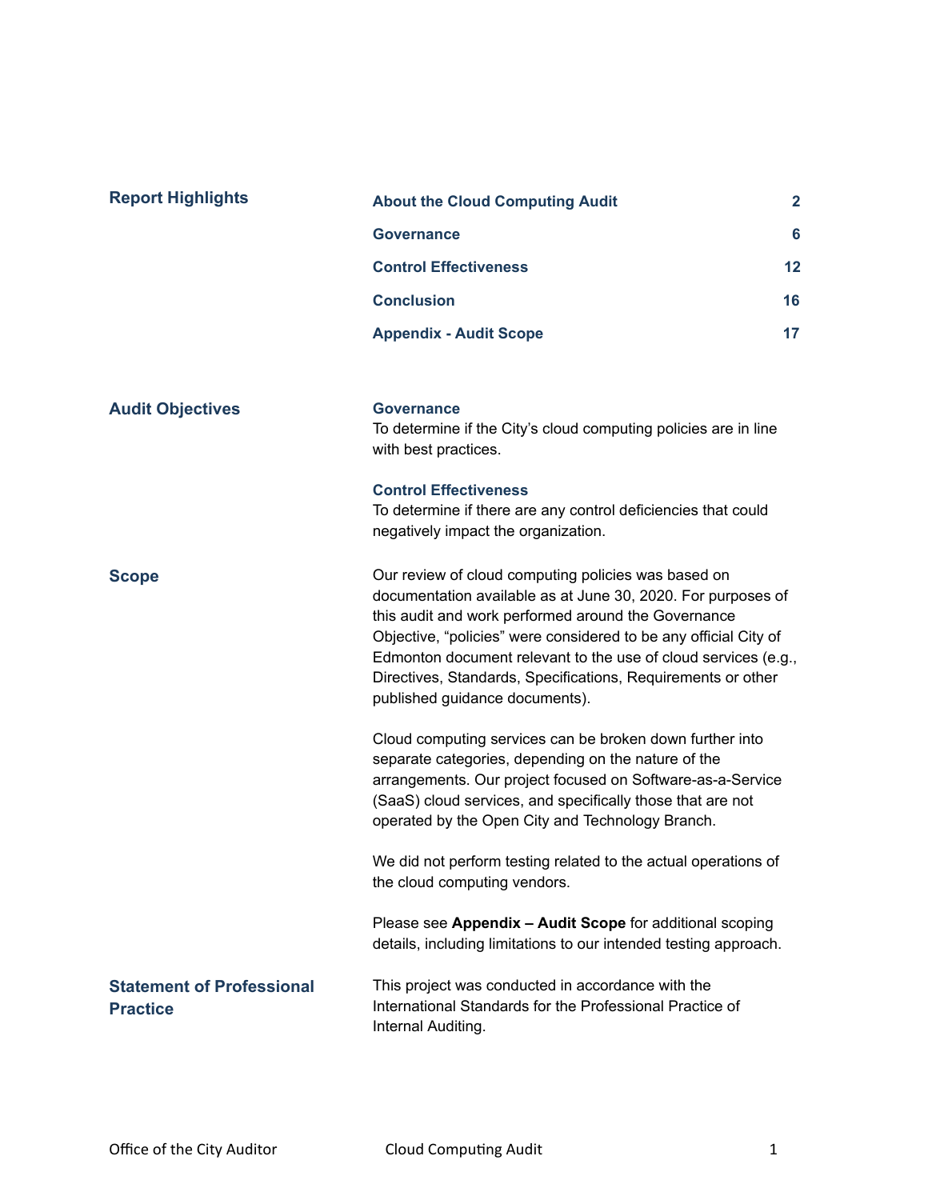## Report Highlights

| | |
|---|---|
| About the Cloud Computing Audit | 2 |
| Governance | 6 |
| Control Effectiveness | 12 |
| Conclusion | 16 |
| Appendix - Audit Scope | 17 |

## Audit Objectives

**Governance**
To determine if the City's cloud computing policies are in line with best practices.

**Control Effectiveness**
To determine if there are any control deficiencies that could negatively impact the organization.

## Scope

Our review of cloud computing policies was based on documentation available as at June 30, 2020. For purposes of this audit and work performed around the Governance Objective, "policies" were considered to be any official City of Edmonton document relevant to the use of cloud services (e.g., Directives, Standards, Specifications, Requirements or other published guidance documents).

Cloud computing services can be broken down further into separate categories, depending on the nature of the arrangements. Our project focused on Software-as-a-Service (SaaS) cloud services, and specifically those that are not operated by the Open City and Technology Branch.

We did not perform testing related to the actual operations of the cloud computing vendors.

Please see **Appendix – Audit Scope** for additional scoping details, including limitations to our intended testing approach.

## Statement of Professional Practice

This project was conducted in accordance with the International Standards for the Professional Practice of Internal Auditing.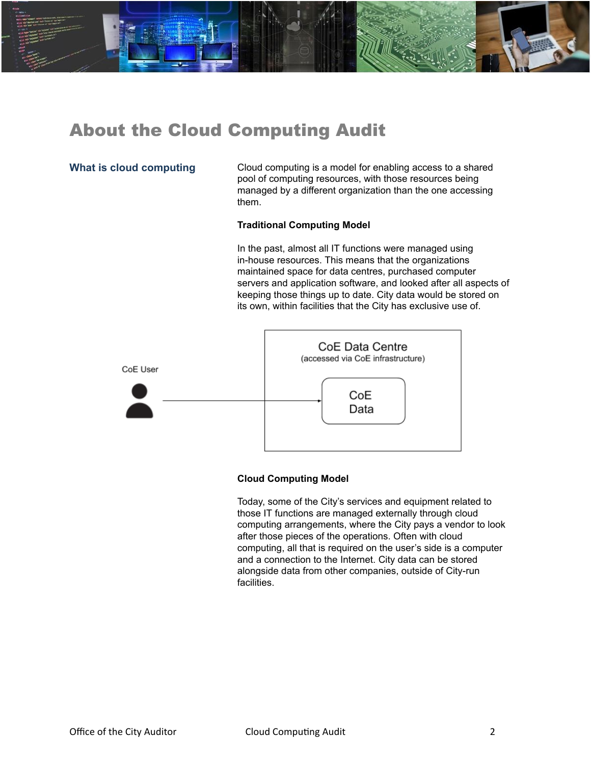# About the Cloud Computing Audit

## What is cloud computing

Cloud computing is a model for enabling access to a shared pool of computing resources, with those resources being managed by a different organization than the one accessing them.

**Traditional Computing Model**

In the past, almost all IT functions were managed using in-house resources. This means that the organizations maintained space for data centres, purchased computer servers and application software, and looked after all aspects of keeping those things up to date. City data would be stored on its own, within facilities that the City has exclusive use of.

CoE User → CoE Data Centre (accessed via CoE infrastructure) — CoE Data

**Cloud Computing Model**

Today, some of the City's services and equipment related to those IT functions are managed externally through cloud computing arrangements, where the City pays a vendor to look after those pieces of the operations. Often with cloud computing, all that is required on the user's side is a computer and a connection to the Internet. City data can be stored alongside data from other companies, outside of City-run facilities.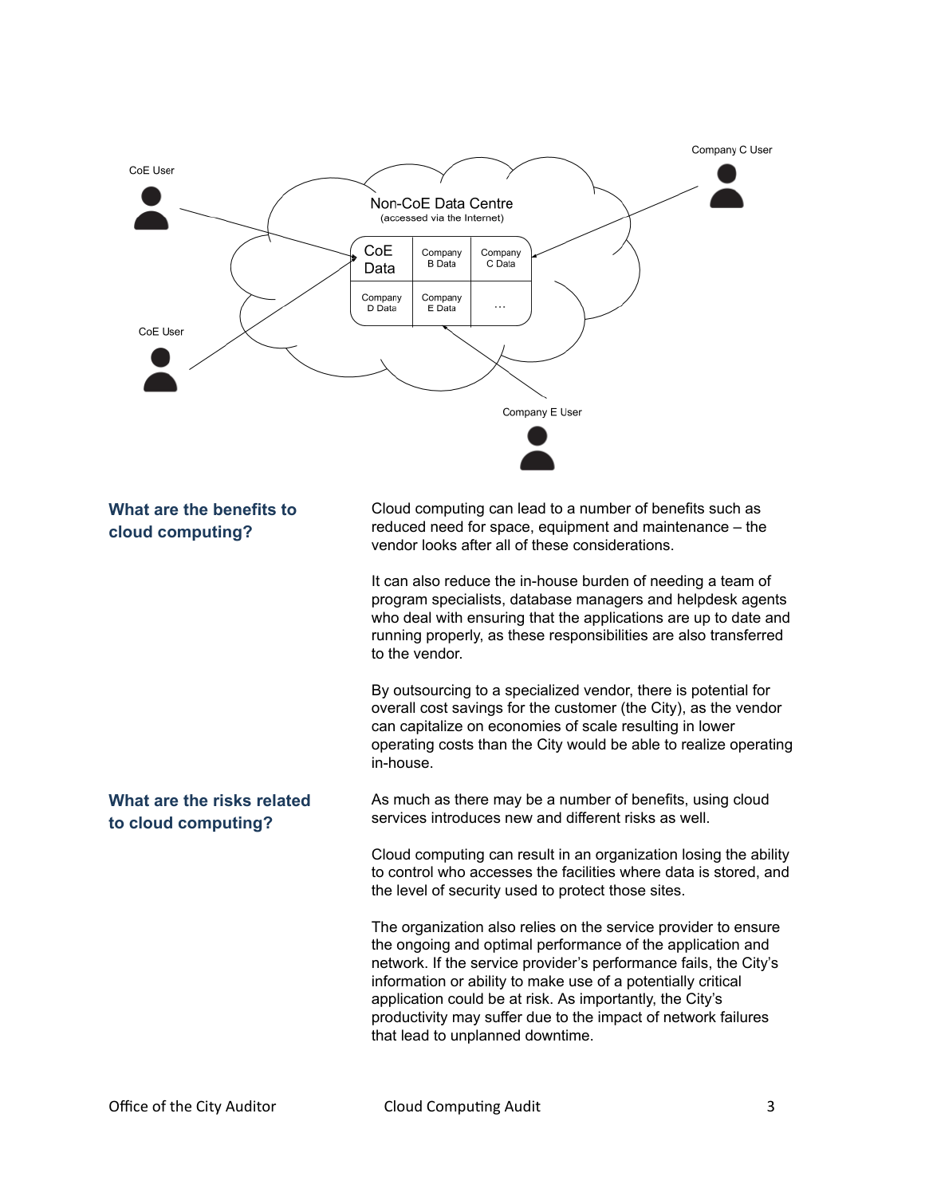## What are the benefits to cloud computing?

Cloud computing can lead to a number of benefits such as reduced need for space, equipment and maintenance – the vendor looks after all of these considerations.

It can also reduce the in-house burden of needing a team of program specialists, database managers and helpdesk agents who deal with ensuring that the applications are up to date and running properly, as these responsibilities are also transferred to the vendor.

By outsourcing to a specialized vendor, there is potential for overall cost savings for the customer (the City), as the vendor can capitalize on economies of scale resulting in lower operating costs than the City would be able to realize operating in-house.

## What are the risks related to cloud computing?

As much as there may be a number of benefits, using cloud services introduces new and different risks as well.

Cloud computing can result in an organization losing the ability to control who accesses the facilities where data is stored, and the level of security used to protect those sites.

The organization also relies on the service provider to ensure the ongoing and optimal performance of the application and network. If the service provider's performance fails, the City's information or ability to make use of a potentially critical application could be at risk. As importantly, the City's productivity may suffer due to the impact of network failures that lead to unplanned downtime.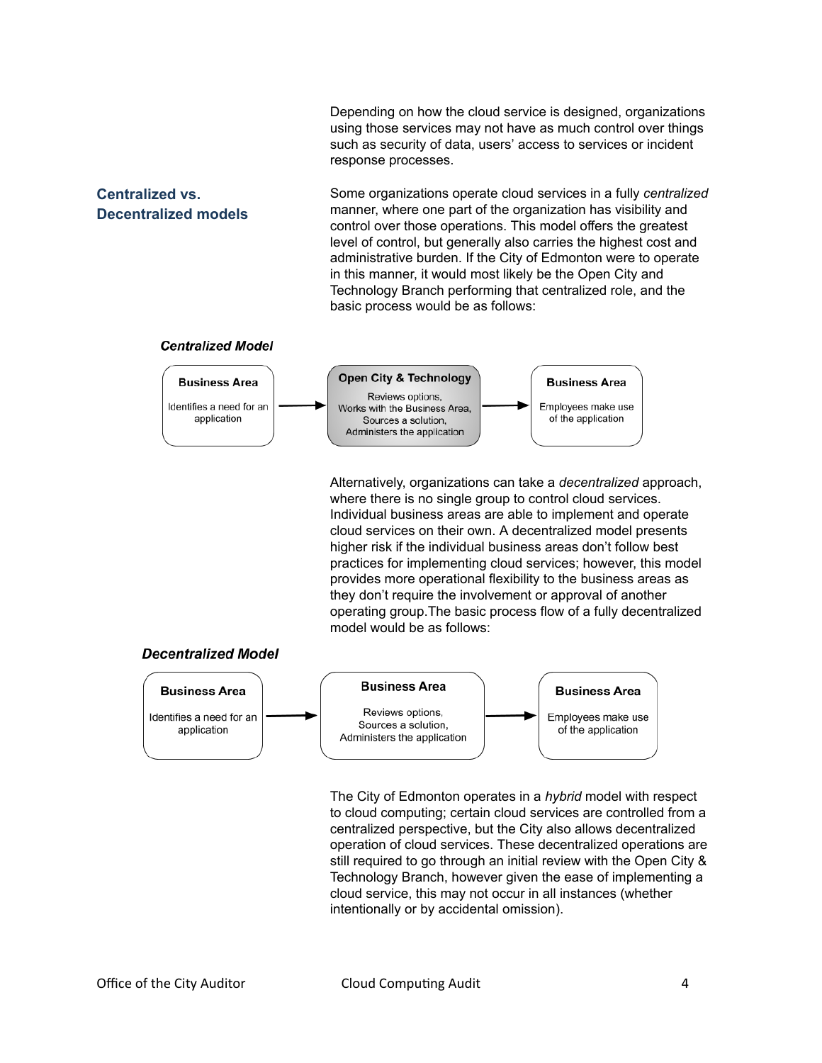Depending on how the cloud service is designed, organizations using those services may not have as much control over things such as security of data, users' access to services or incident response processes.

## Centralized vs. Decentralized models

Some organizations operate cloud services in a fully *centralized* manner, where one part of the organization has visibility and control over those operations. This model offers the greatest level of control, but generally also carries the highest cost and administrative burden. If the City of Edmonton were to operate in this manner, it would most likely be the Open City and Technology Branch performing that centralized role, and the basic process would be as follows:

***Centralized Model***

**Business Area** – Identifies a need for an application → **Open City & Technology** – Reviews options, Works with the Business Area, Sources a solution, Administers the application → **Business Area** – Employees make use of the application

Alternatively, organizations can take a *decentralized* approach, where there is no single group to control cloud services. Individual business areas are able to implement and operate cloud services on their own. A decentralized model presents higher risk if the individual business areas don't follow best practices for implementing cloud services; however, this model provides more operational flexibility to the business areas as they don't require the involvement or approval of another operating group.The basic process flow of a fully decentralized model would be as follows:

***Decentralized Model***

**Business Area** – Identifies a need for an application → **Business Area** – Reviews options, Sources a solution, Administers the application → **Business Area** – Employees make use of the application

The City of Edmonton operates in a *hybrid* model with respect to cloud computing; certain cloud services are controlled from a centralized perspective, but the City also allows decentralized operation of cloud services. These decentralized operations are still required to go through an initial review with the Open City & Technology Branch, however given the ease of implementing a cloud service, this may not occur in all instances (whether intentionally or by accidental omission).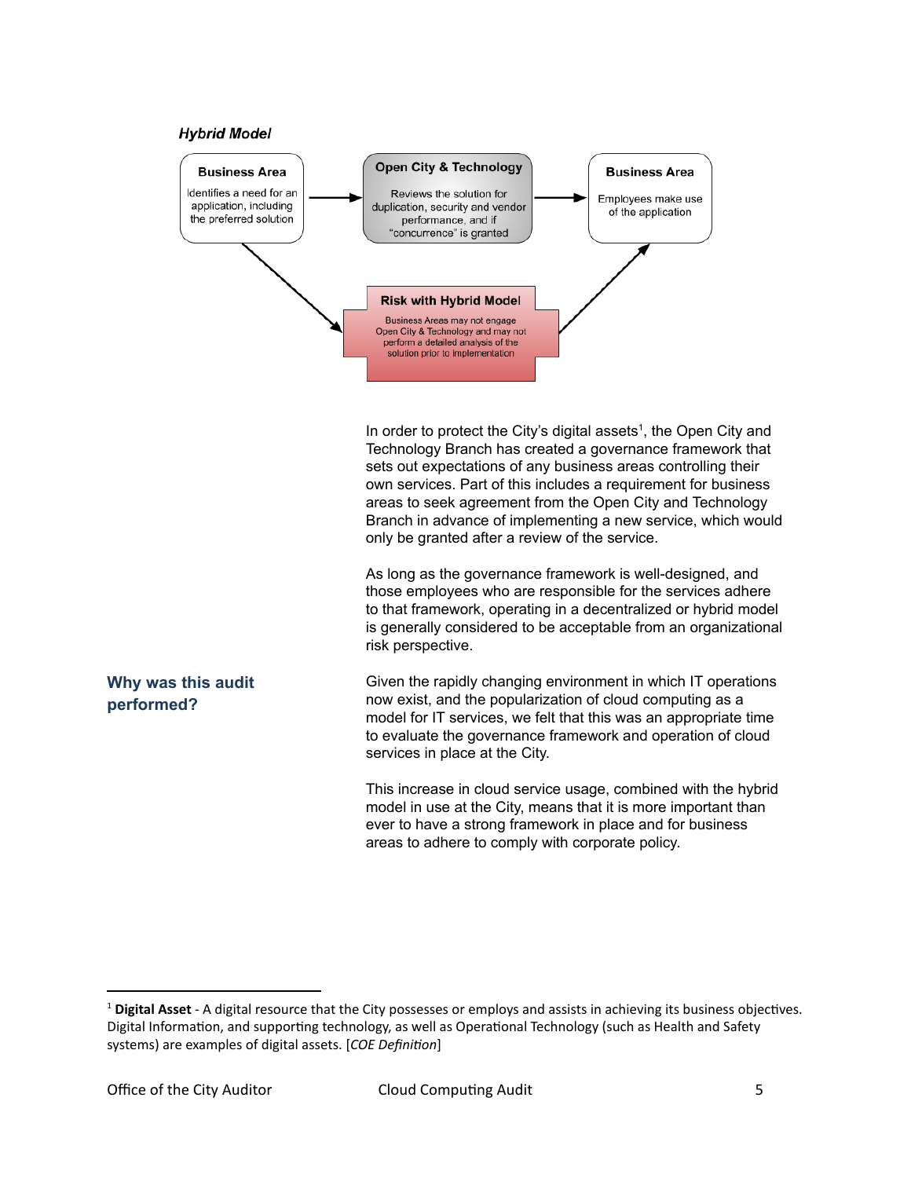*Hybrid Model*

**Business Area**
Identifies a need for an application, including the preferred solution

**Open City & Technology**
Reviews the solution for duplication, security and vendor performance, and if "concurrence" is granted

**Business Area**
Employees make use of the application

**Risk with Hybrid Model**
Business Areas may not engage Open City & Technology and may not perform a detailed analysis of the solution prior to implementation

In order to protect the City's digital assets[1], the Open City and Technology Branch has created a governance framework that sets out expectations of any business areas controlling their own services. Part of this includes a requirement for business areas to seek agreement from the Open City and Technology Branch in advance of implementing a new service, which would only be granted after a review of the service.

As long as the governance framework is well-designed, and those employees who are responsible for the services adhere to that framework, operating in a decentralized or hybrid model is generally considered to be acceptable from an organizational risk perspective.

## Why was this audit performed?

Given the rapidly changing environment in which IT operations now exist, and the popularization of cloud computing as a model for IT services, we felt that this was an appropriate time to evaluate the governance framework and operation of cloud services in place at the City.

This increase in cloud service usage, combined with the hybrid model in use at the City, means that it is more important than ever to have a strong framework in place and for business areas to adhere to comply with corporate policy.

---

[1] **Digital Asset** - A digital resource that the City possesses or employs and assists in achieving its business objectives. Digital Information, and supporting technology, as well as Operational Technology (such as Health and Safety systems) are examples of digital assets. [*COE Definition*]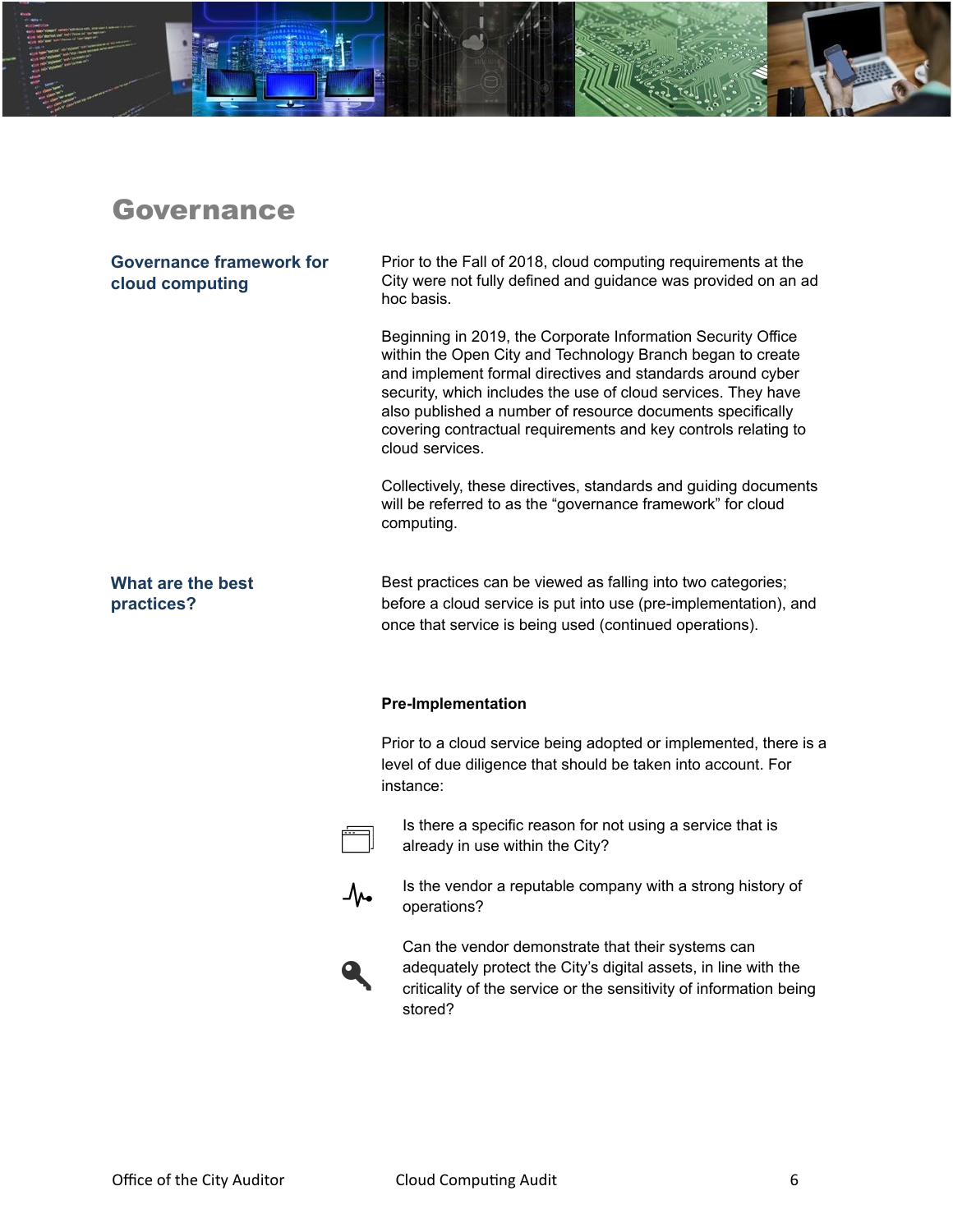# Governance

## Governance framework for cloud computing

Prior to the Fall of 2018, cloud computing requirements at the City were not fully defined and guidance was provided on an ad hoc basis.

Beginning in 2019, the Corporate Information Security Office within the Open City and Technology Branch began to create and implement formal directives and standards around cyber security, which includes the use of cloud services. They have also published a number of resource documents specifically covering contractual requirements and key controls relating to cloud services.

Collectively, these directives, standards and guiding documents will be referred to as the "governance framework" for cloud computing.

## What are the best practices?

Best practices can be viewed as falling into two categories; before a cloud service is put into use (pre-implementation), and once that service is being used (continued operations).

**Pre-Implementation**

Prior to a cloud service being adopted or implemented, there is a level of due diligence that should be taken into account. For instance:

- Is there a specific reason for not using a service that is already in use within the City?
- Is the vendor a reputable company with a strong history of operations?
- Can the vendor demonstrate that their systems can adequately protect the City's digital assets, in line with the criticality of the service or the sensitivity of information being stored?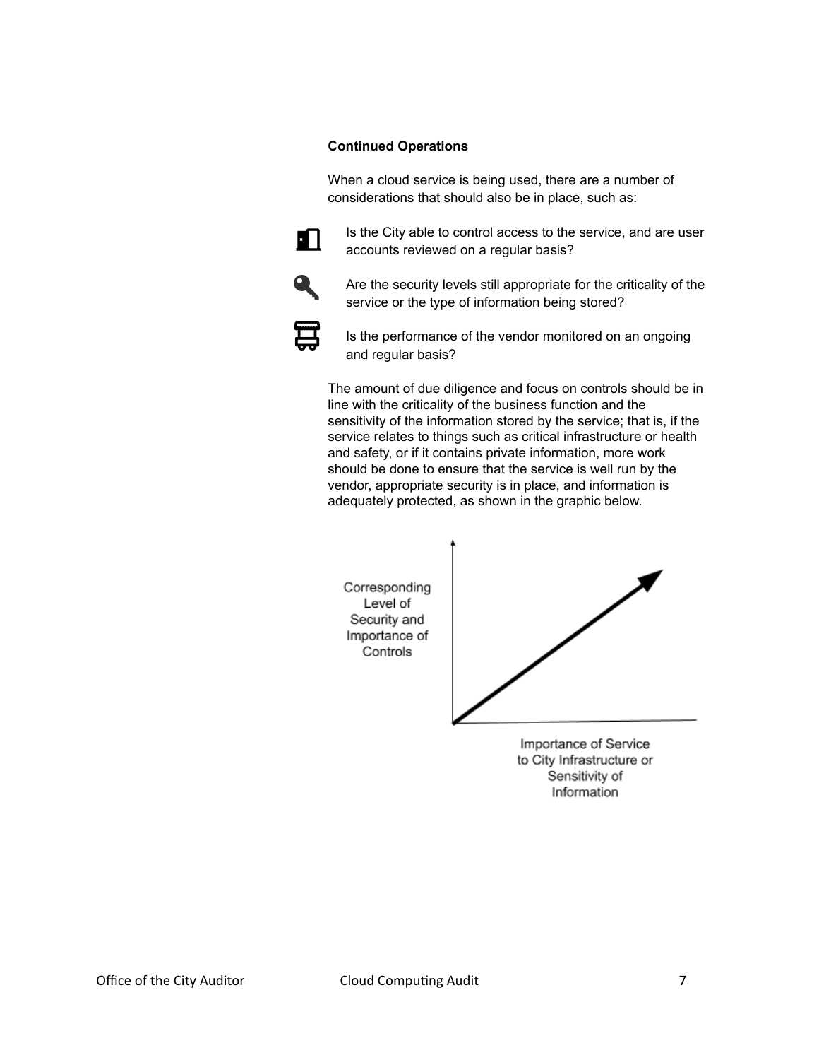**Continued Operations**

When a cloud service is being used, there are a number of considerations that should also be in place, such as:

- Is the City able to control access to the service, and are user accounts reviewed on a regular basis?
- Are the security levels still appropriate for the criticality of the service or the type of information being stored?
- Is the performance of the vendor monitored on an ongoing and regular basis?

The amount of due diligence and focus on controls should be in line with the criticality of the business function and the sensitivity of the information stored by the service; that is, if the service relates to things such as critical infrastructure or health and safety, or if it contains private information, more work should be done to ensure that the service is well run by the vendor, appropriate security is in place, and information is adequately protected, as shown in the graphic below.

Corresponding Level of Security and Importance of Controls

Importance of Service to City Infrastructure or Sensitivity of Information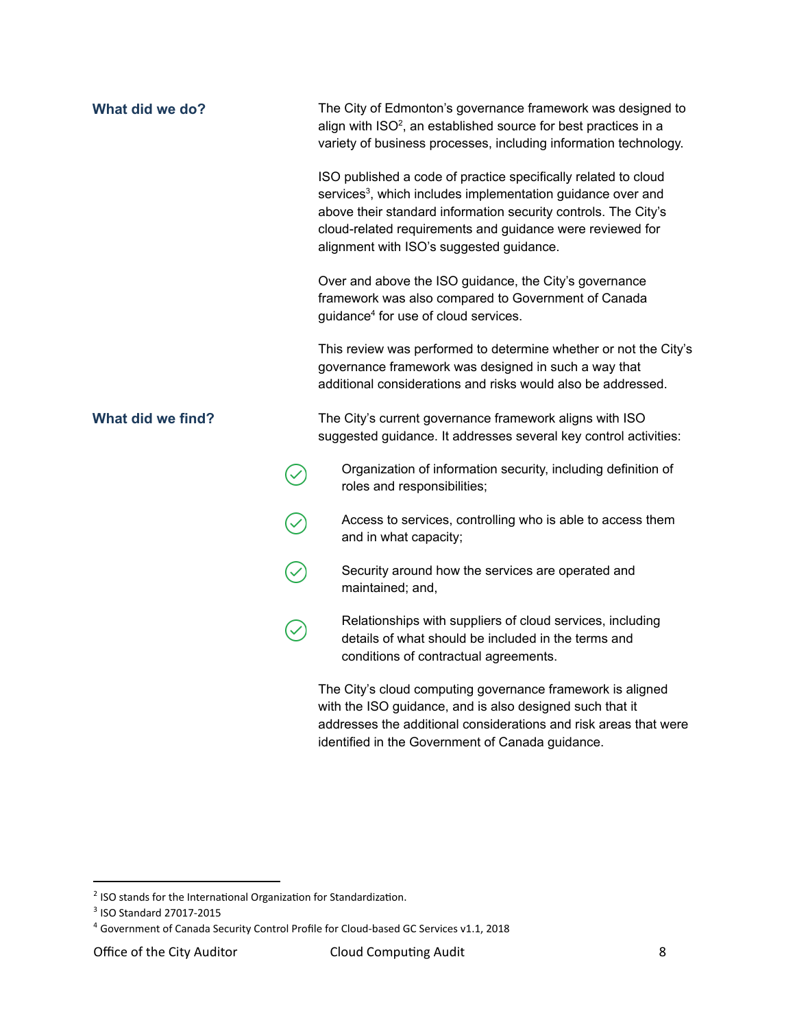## What did we do?

The City of Edmonton's governance framework was designed to align with ISO[2], an established source for best practices in a variety of business processes, including information technology.

ISO published a code of practice specifically related to cloud services[3], which includes implementation guidance over and above their standard information security controls. The City's cloud-related requirements and guidance were reviewed for alignment with ISO's suggested guidance.

Over and above the ISO guidance, the City's governance framework was also compared to Government of Canada guidance[4] for use of cloud services.

This review was performed to determine whether or not the City's governance framework was designed in such a way that additional considerations and risks would also be addressed.

## What did we find?

The City's current governance framework aligns with ISO suggested guidance. It addresses several key control activities:

- ✓ Organization of information security, including definition of roles and responsibilities;
- ✓ Access to services, controlling who is able to access them and in what capacity;
- ✓ Security around how the services are operated and maintained; and,
- ✓ Relationships with suppliers of cloud services, including details of what should be included in the terms and conditions of contractual agreements.

The City's cloud computing governance framework is aligned with the ISO guidance, and is also designed such that it addresses the additional considerations and risk areas that were identified in the Government of Canada guidance.

---

[2] ISO stands for the International Organization for Standardization.

[3] ISO Standard 27017-2015

[4] Government of Canada Security Control Profile for Cloud-based GC Services v1.1, 2018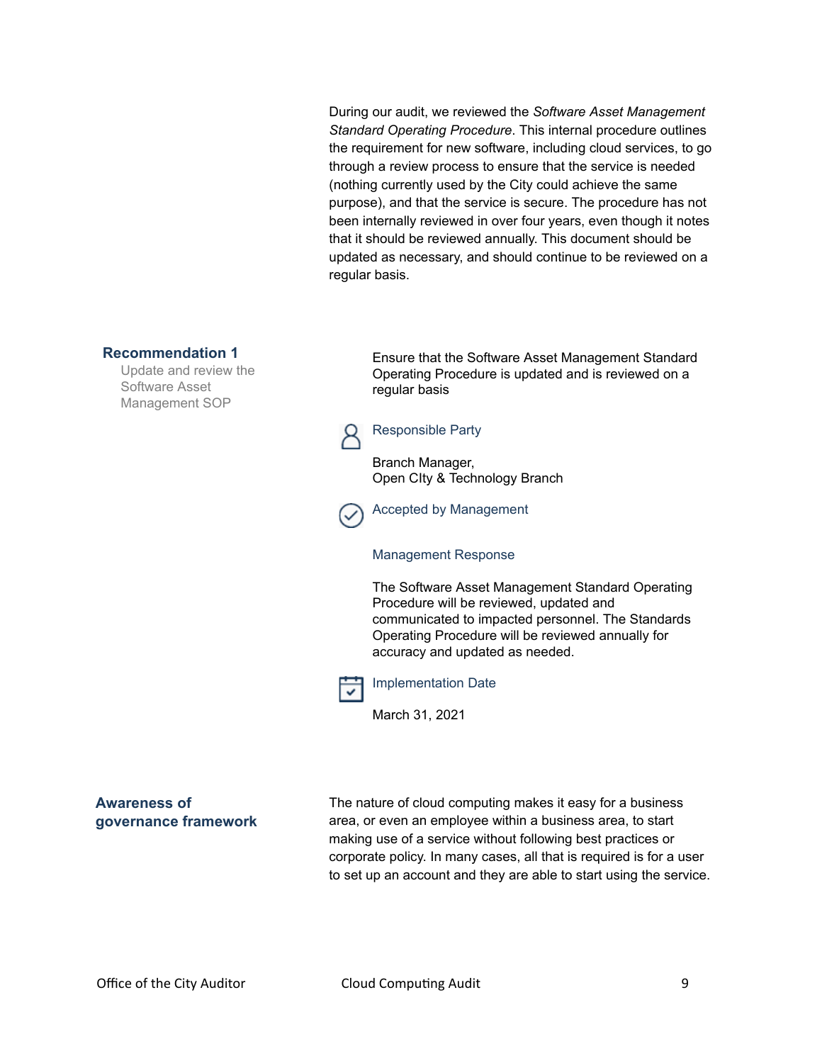During our audit, we reviewed the *Software Asset Management Standard Operating Procedure*. This internal procedure outlines the requirement for new software, including cloud services, to go through a review process to ensure that the service is needed (nothing currently used by the City could achieve the same purpose), and that the service is secure. The procedure has not been internally reviewed in over four years, even though it notes that it should be reviewed annually. This document should be updated as necessary, and should continue to be reviewed on a regular basis.

### Recommendation 1

Update and review the Software Asset Management SOP

Ensure that the Software Asset Management Standard Operating Procedure is updated and is reviewed on a regular basis

**Responsible Party**

Branch Manager,
Open CIty & Technology Branch

**Accepted by Management**

**Management Response**

The Software Asset Management Standard Operating Procedure will be reviewed, updated and communicated to impacted personnel. The Standards Operating Procedure will be reviewed annually for accuracy and updated as needed.

**Implementation Date**

March 31, 2021

### Awareness of governance framework

The nature of cloud computing makes it easy for a business area, or even an employee within a business area, to start making use of a service without following best practices or corporate policy. In many cases, all that is required is for a user to set up an account and they are able to start using the service.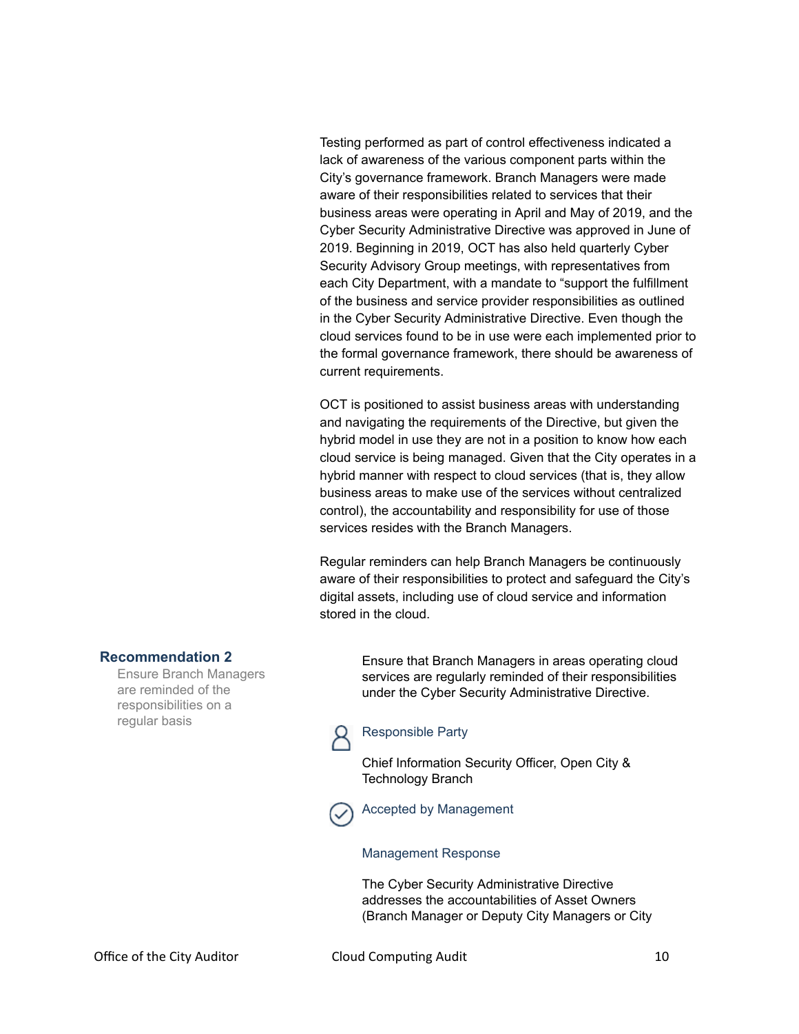Testing performed as part of control effectiveness indicated a lack of awareness of the various component parts within the City's governance framework. Branch Managers were made aware of their responsibilities related to services that their business areas were operating in April and May of 2019, and the Cyber Security Administrative Directive was approved in June of 2019. Beginning in 2019, OCT has also held quarterly Cyber Security Advisory Group meetings, with representatives from each City Department, with a mandate to "support the fulfillment of the business and service provider responsibilities as outlined in the Cyber Security Administrative Directive. Even though the cloud services found to be in use were each implemented prior to the formal governance framework, there should be awareness of current requirements.

OCT is positioned to assist business areas with understanding and navigating the requirements of the Directive, but given the hybrid model in use they are not in a position to know how each cloud service is being managed. Given that the City operates in a hybrid manner with respect to cloud services (that is, they allow business areas to make use of the services without centralized control), the accountability and responsibility for use of those services resides with the Branch Managers.

Regular reminders can help Branch Managers be continuously aware of their responsibilities to protect and safeguard the City's digital assets, including use of cloud service and information stored in the cloud.

### Recommendation 2

Ensure Branch Managers are reminded of the responsibilities on a regular basis

Ensure that Branch Managers in areas operating cloud services are regularly reminded of their responsibilities under the Cyber Security Administrative Directive.

**Responsible Party**

Chief Information Security Officer, Open City & Technology Branch

**Accepted by Management**

**Management Response**

The Cyber Security Administrative Directive addresses the accountabilities of Asset Owners (Branch Manager or Deputy City Managers or City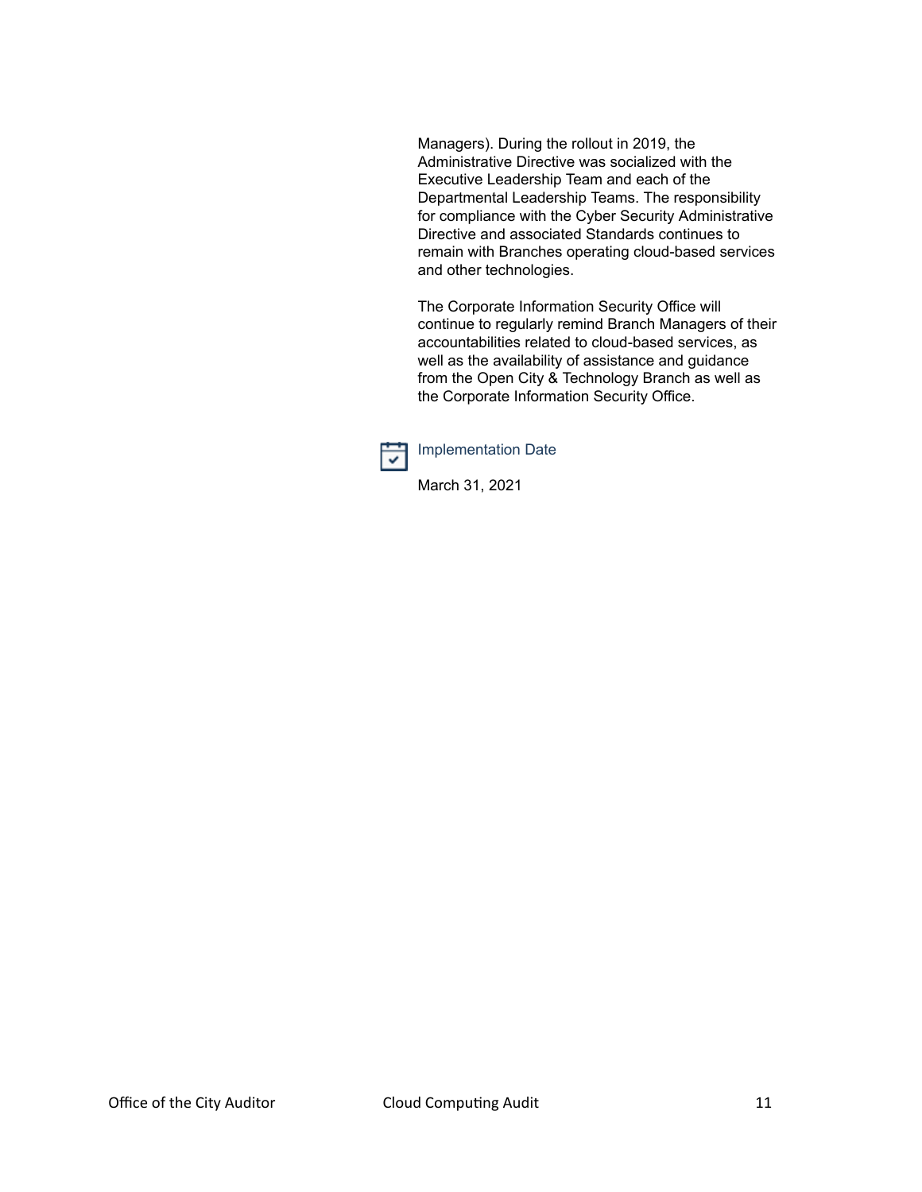Managers). During the rollout in 2019, the Administrative Directive was socialized with the Executive Leadership Team and each of the Departmental Leadership Teams. The responsibility for compliance with the Cyber Security Administrative Directive and associated Standards continues to remain with Branches operating cloud-based services and other technologies.

The Corporate Information Security Office will continue to regularly remind Branch Managers of their accountabilities related to cloud-based services, as well as the availability of assistance and guidance from the Open City & Technology Branch as well as the Corporate Information Security Office.

### Implementation Date

March 31, 2021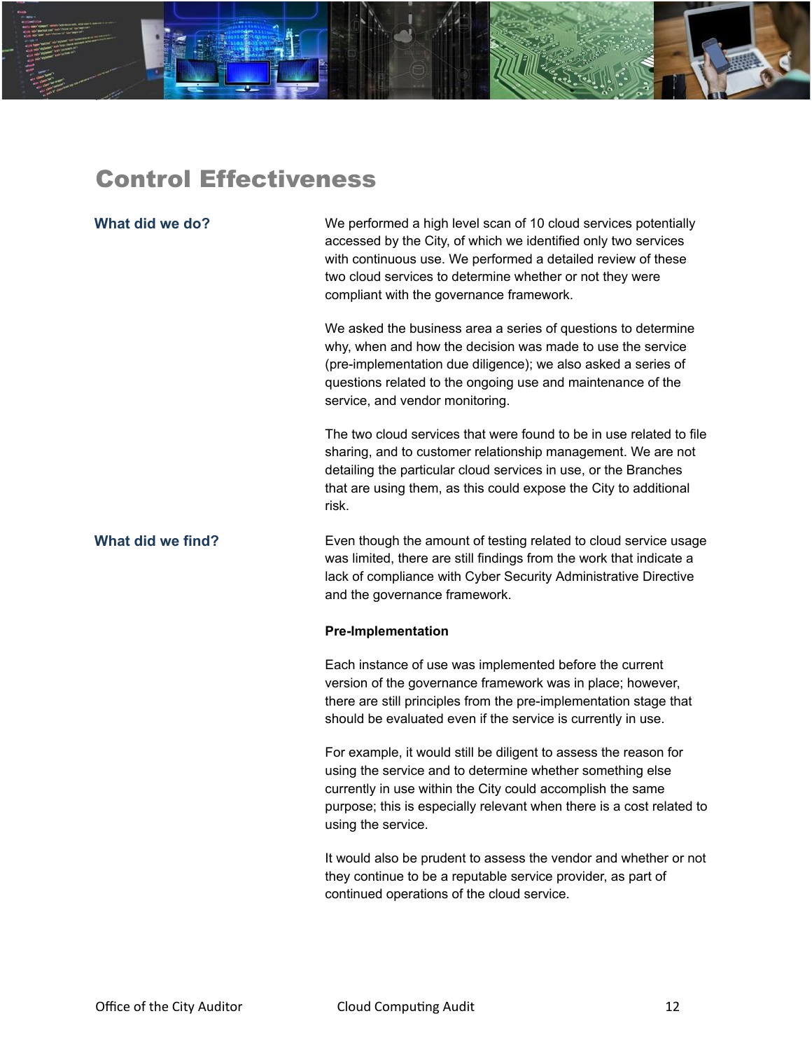# Control Effectiveness

### What did we do?

We performed a high level scan of 10 cloud services potentially accessed by the City, of which we identified only two services with continuous use. We performed a detailed review of these two cloud services to determine whether or not they were compliant with the governance framework.

We asked the business area a series of questions to determine why, when and how the decision was made to use the service (pre-implementation due diligence); we also asked a series of questions related to the ongoing use and maintenance of the service, and vendor monitoring.

The two cloud services that were found to be in use related to file sharing, and to customer relationship management. We are not detailing the particular cloud services in use, or the Branches that are using them, as this could expose the City to additional risk.

### What did we find?

Even though the amount of testing related to cloud service usage was limited, there are still findings from the work that indicate a lack of compliance with Cyber Security Administrative Directive and the governance framework.

**Pre-Implementation**

Each instance of use was implemented before the current version of the governance framework was in place; however, there are still principles from the pre-implementation stage that should be evaluated even if the service is currently in use.

For example, it would still be diligent to assess the reason for using the service and to determine whether something else currently in use within the City could accomplish the same purpose; this is especially relevant when there is a cost related to using the service.

It would also be prudent to assess the vendor and whether or not they continue to be a reputable service provider, as part of continued operations of the cloud service.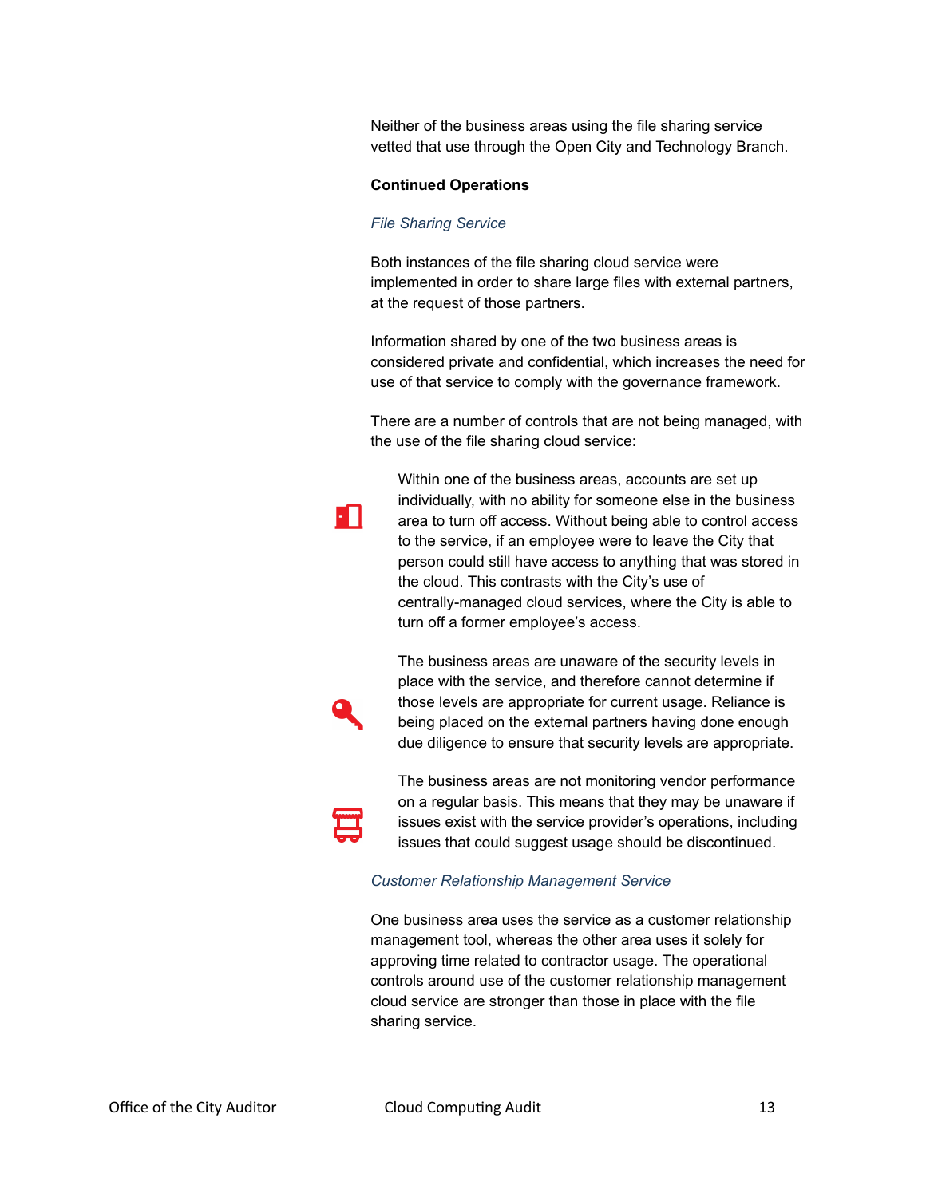Neither of the business areas using the file sharing service vetted that use through the Open City and Technology Branch.

**Continued Operations**

*File Sharing Service*

Both instances of the file sharing cloud service were implemented in order to share large files with external partners, at the request of those partners.

Information shared by one of the two business areas is considered private and confidential, which increases the need for use of that service to comply with the governance framework.

There are a number of controls that are not being managed, with the use of the file sharing cloud service:

Within one of the business areas, accounts are set up individually, with no ability for someone else in the business area to turn off access. Without being able to control access to the service, if an employee were to leave the City that person could still have access to anything that was stored in the cloud. This contrasts with the City's use of centrally-managed cloud services, where the City is able to turn off a former employee's access.

The business areas are unaware of the security levels in place with the service, and therefore cannot determine if those levels are appropriate for current usage. Reliance is being placed on the external partners having done enough due diligence to ensure that security levels are appropriate.

The business areas are not monitoring vendor performance on a regular basis. This means that they may be unaware if issues exist with the service provider's operations, including issues that could suggest usage should be discontinued.

*Customer Relationship Management Service*

One business area uses the service as a customer relationship management tool, whereas the other area uses it solely for approving time related to contractor usage. The operational controls around use of the customer relationship management cloud service are stronger than those in place with the file sharing service.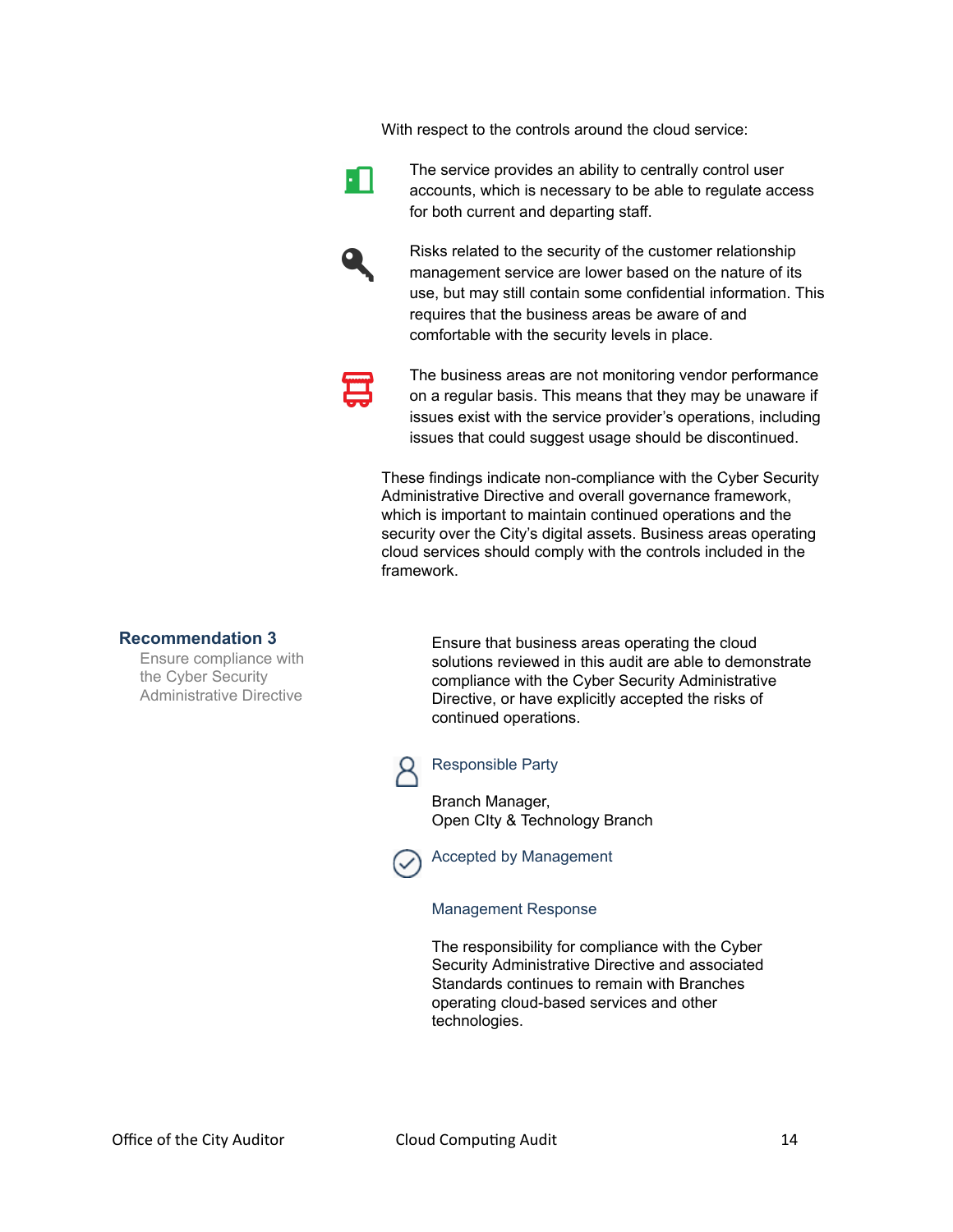With respect to the controls around the cloud service:

- The service provides an ability to centrally control user accounts, which is necessary to be able to regulate access for both current and departing staff.

- Risks related to the security of the customer relationship management service are lower based on the nature of its use, but may still contain some confidential information. This requires that the business areas be aware of and comfortable with the security levels in place.

- The business areas are not monitoring vendor performance on a regular basis. This means that they may be unaware if issues exist with the service provider's operations, including issues that could suggest usage should be discontinued.

These findings indicate non-compliance with the Cyber Security Administrative Directive and overall governance framework, which is important to maintain continued operations and the security over the City's digital assets. Business areas operating cloud services should comply with the controls included in the framework.

### Recommendation 3

Ensure compliance with the Cyber Security Administrative Directive

Ensure that business areas operating the cloud solutions reviewed in this audit are able to demonstrate compliance with the Cyber Security Administrative Directive, or have explicitly accepted the risks of continued operations.

**Responsible Party**

Branch Manager,
Open CIty & Technology Branch

**Accepted by Management**

**Management Response**

The responsibility for compliance with the Cyber Security Administrative Directive and associated Standards continues to remain with Branches operating cloud-based services and other technologies.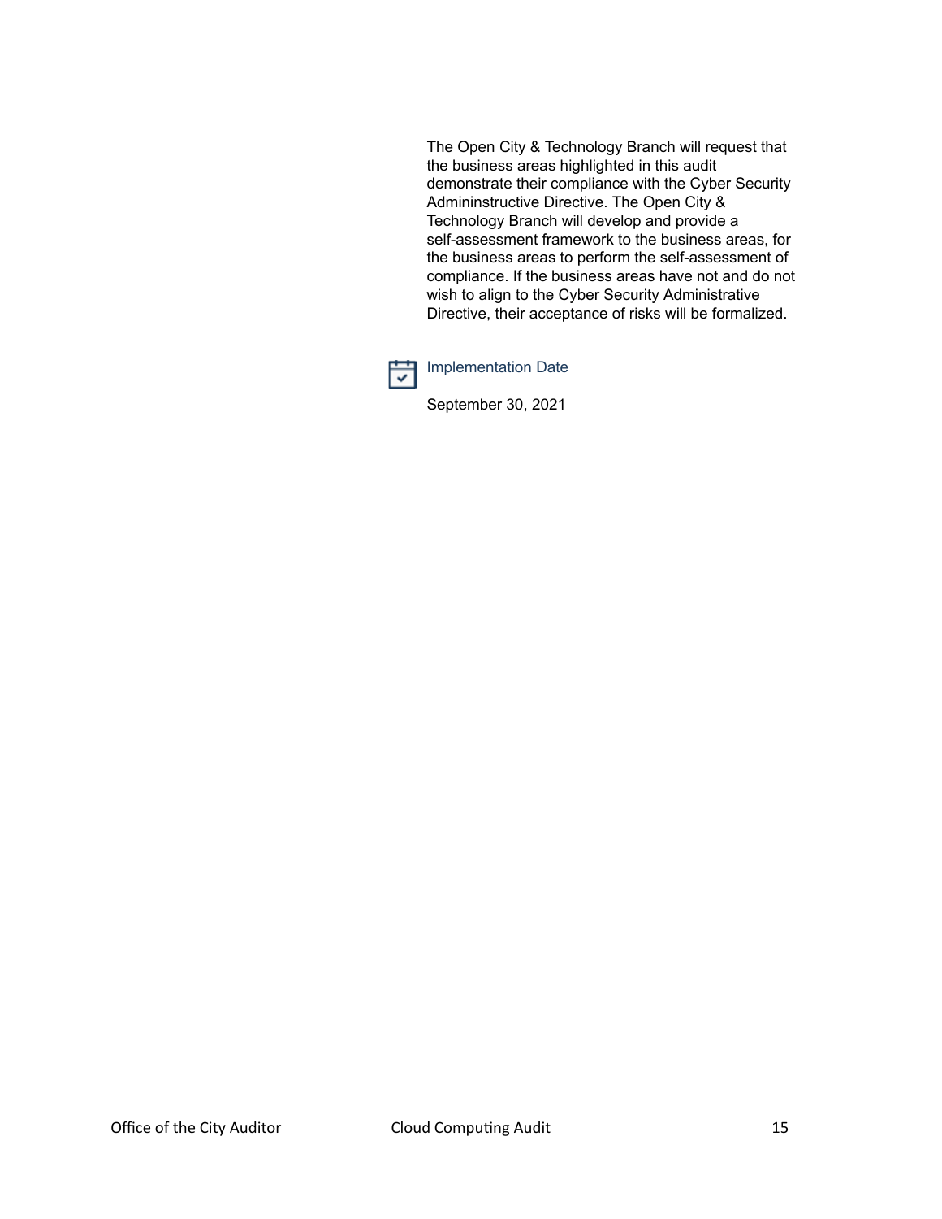The Open City & Technology Branch will request that the business areas highlighted in this audit demonstrate their compliance with the Cyber Security Admininstructive Directive. The Open City & Technology Branch will develop and provide a self-assessment framework to the business areas, for the business areas to perform the self-assessment of compliance. If the business areas have not and do not wish to align to the Cyber Security Administrative Directive, their acceptance of risks will be formalized.

**Implementation Date**

September 30, 2021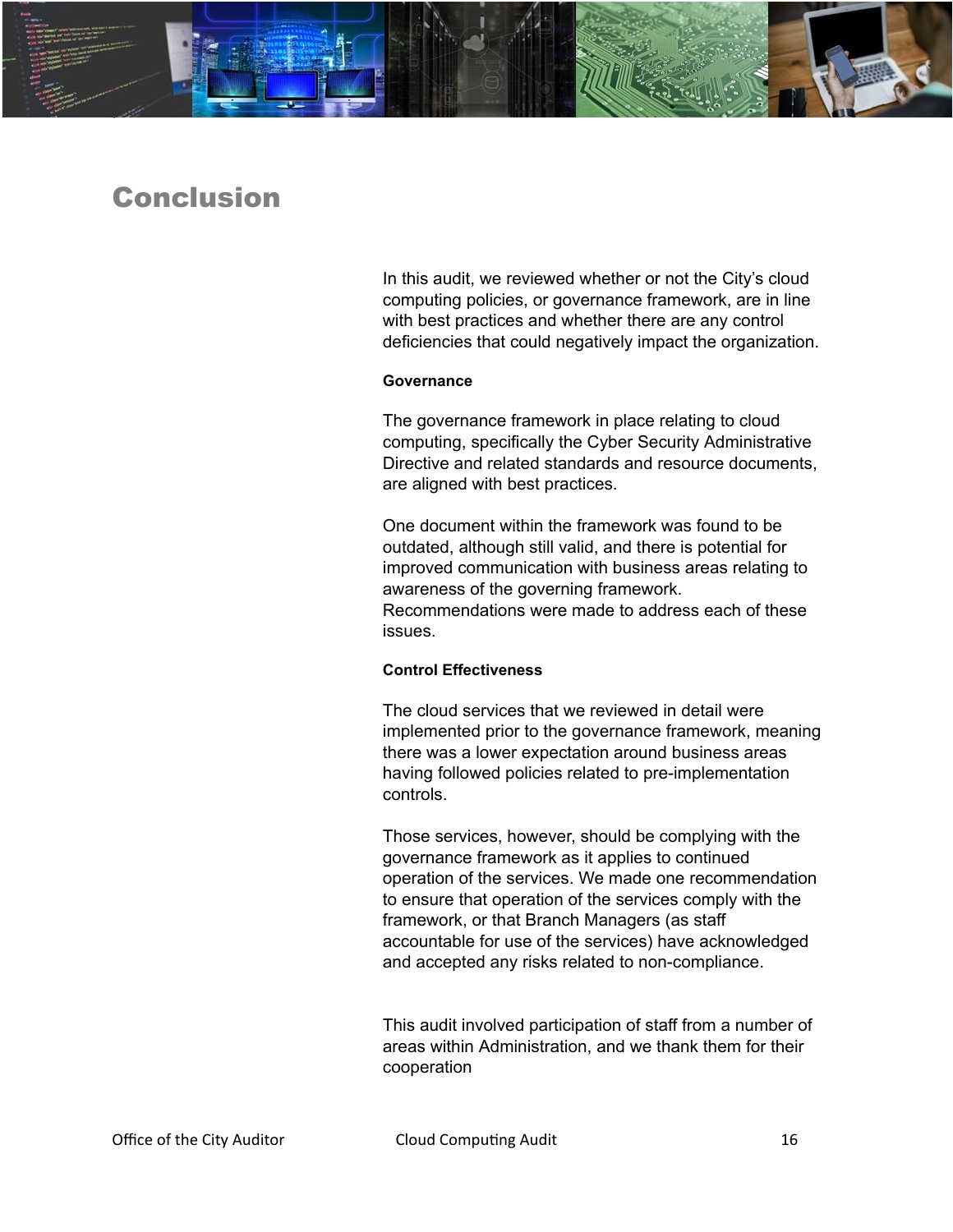# Conclusion

In this audit, we reviewed whether or not the City's cloud computing policies, or governance framework, are in line with best practices and whether there are any control deficiencies that could negatively impact the organization.

**Governance**

The governance framework in place relating to cloud computing, specifically the Cyber Security Administrative Directive and related standards and resource documents, are aligned with best practices.

One document within the framework was found to be outdated, although still valid, and there is potential for improved communication with business areas relating to awareness of the governing framework. Recommendations were made to address each of these issues.

**Control Effectiveness**

The cloud services that we reviewed in detail were implemented prior to the governance framework, meaning there was a lower expectation around business areas having followed policies related to pre-implementation controls.

Those services, however, should be complying with the governance framework as it applies to continued operation of the services. We made one recommendation to ensure that operation of the services comply with the framework, or that Branch Managers (as staff accountable for use of the services) have acknowledged and accepted any risks related to non-compliance.

This audit involved participation of staff from a number of areas within Administration, and we thank them for their cooperation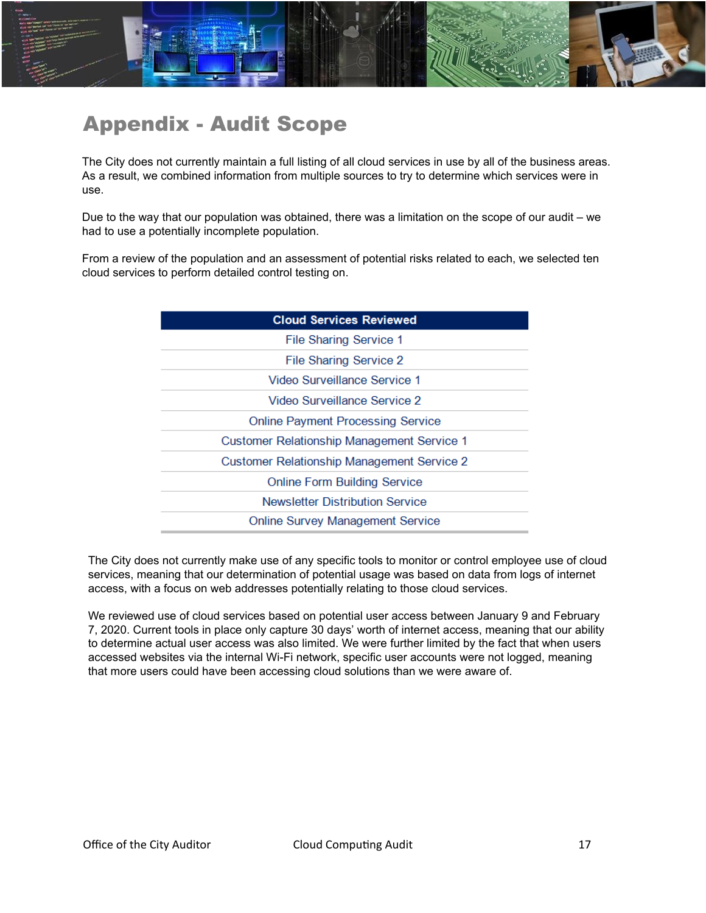# Appendix - Audit Scope

The City does not currently maintain a full listing of all cloud services in use by all of the business areas. As a result, we combined information from multiple sources to try to determine which services were in use.

Due to the way that our population was obtained, there was a limitation on the scope of our audit – we had to use a potentially incomplete population.

From a review of the population and an assessment of potential risks related to each, we selected ten cloud services to perform detailed control testing on.

| Cloud Services Reviewed |
| --- |
| File Sharing Service 1 |
| File Sharing Service 2 |
| Video Surveillance Service 1 |
| Video Surveillance Service 2 |
| Online Payment Processing Service |
| Customer Relationship Management Service 1 |
| Customer Relationship Management Service 2 |
| Online Form Building Service |
| Newsletter Distribution Service |
| Online Survey Management Service |

The City does not currently make use of any specific tools to monitor or control employee use of cloud services, meaning that our determination of potential usage was based on data from logs of internet access, with a focus on web addresses potentially relating to those cloud services.

We reviewed use of cloud services based on potential user access between January 9 and February 7, 2020. Current tools in place only capture 30 days' worth of internet access, meaning that our ability to determine actual user access was also limited. We were further limited by the fact that when users accessed websites via the internal Wi-Fi network, specific user accounts were not logged, meaning that more users could have been accessing cloud solutions than we were aware of.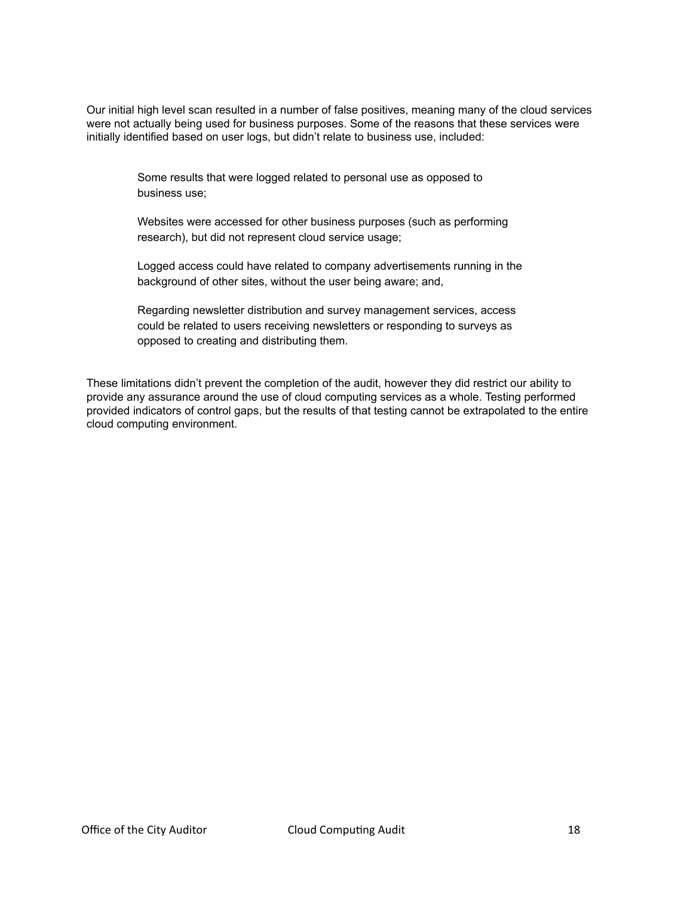Our initial high level scan resulted in a number of false positives, meaning many of the cloud services were not actually being used for business purposes. Some of the reasons that these services were initially identified based on user logs, but didn't relate to business use, included:

> Some results that were logged related to personal use as opposed to business use;
>
> Websites were accessed for other business purposes (such as performing research), but did not represent cloud service usage;
>
> Logged access could have related to company advertisements running in the background of other sites, without the user being aware; and,
>
> Regarding newsletter distribution and survey management services, access could be related to users receiving newsletters or responding to surveys as opposed to creating and distributing them.

These limitations didn't prevent the completion of the audit, however they did restrict our ability to provide any assurance around the use of cloud computing services as a whole. Testing performed provided indicators of control gaps, but the results of that testing cannot be extrapolated to the entire cloud computing environment.